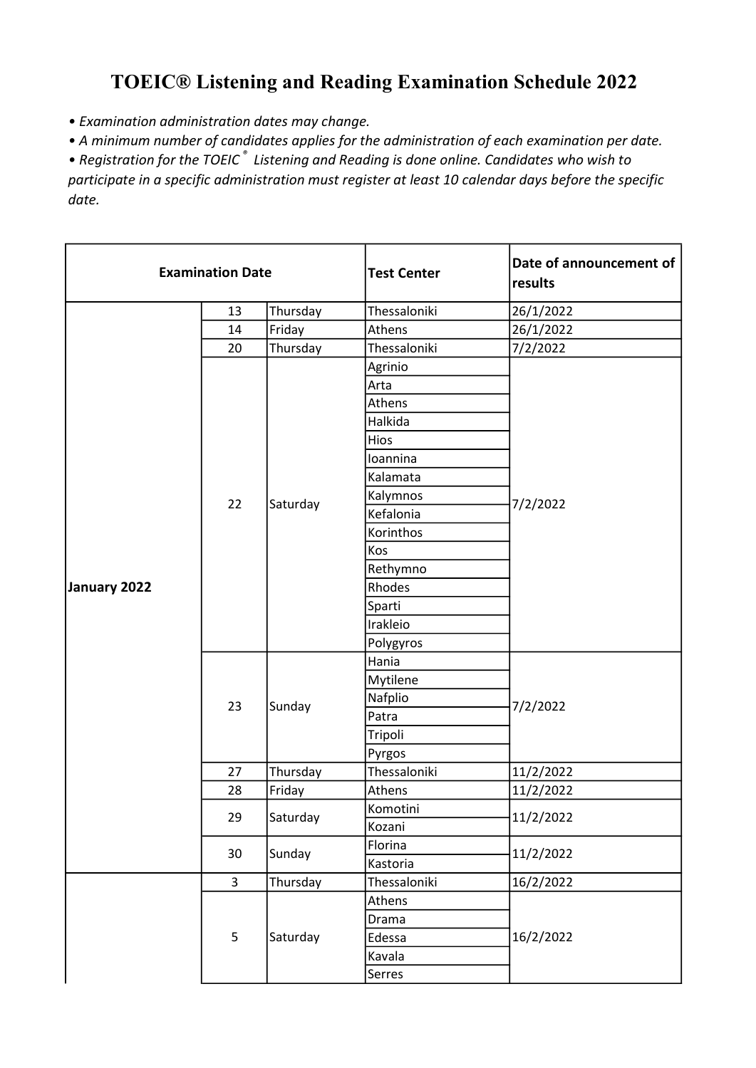# TOEIC® Listening and Reading Examination Schedule 2022

- *Examination administration dates may change.*
- *A minimum number of candidates applies for the administration of each examination per date.*
- *Registration for the TOEIC® Listening and Reading is done online. Candidates who wish to participate in a specific administration must register at least 10 calendar days before the specific date.*

| Examination Date | | | Test Center | Date of announcement of results |
|---|---|---|---|---|
| January 2022 | 13 | Thursday | Thessaloniki | 26/1/2022 |
| | 14 | Friday | Athens | 26/1/2022 |
| | 20 | Thursday | Thessaloniki | 7/2/2022 |
| | 22 | Saturday | Agrinio | 7/2/2022 |
| | | | Arta | |
| | | | Athens | |
| | | | Halkida | |
| | | | Hios | |
| | | | Ioannina | |
| | | | Kalamata | |
| | | | Kalymnos | |
| | | | Kefalonia | |
| | | | Korinthos | |
| | | | Kos | |
| | | | Rethymno | |
| | | | Rhodes | |
| | | | Sparti | |
| | | | Irakleio | |
| | | | Polygyros | |
| | 23 | Sunday | Hania | 7/2/2022 |
| | | | Mytilene | |
| | | | Nafplio | |
| | | | Patra | |
| | | | Tripoli | |
| | | | Pyrgos | |
| | 27 | Thursday | Thessaloniki | 11/2/2022 |
| | 28 | Friday | Athens | 11/2/2022 |
| | 29 | Saturday | Komotini | 11/2/2022 |
| | | | Kozani | |
| | 30 | Sunday | Florina | 11/2/2022 |
| | | | Kastoria | |
| | 3 | Thursday | Thessaloniki | 16/2/2022 |
| | 5 | Saturday | Athens | 16/2/2022 |
| | | | Drama | |
| | | | Edessa | |
| | | | Kavala | |
| | | | Serres | |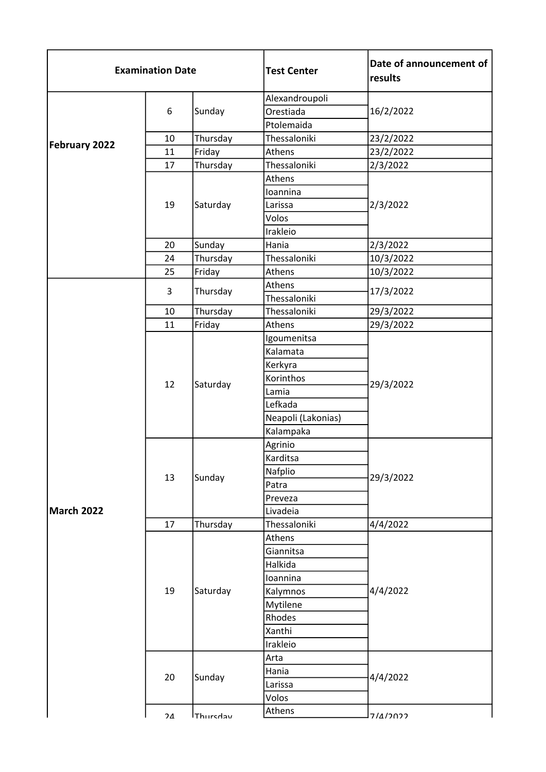| Examination Date | | | Test Center | Date of announcement of results |
|---|---|---|---|---|
| February 2022 | 6 | Sunday | Alexandroupoli | 16/2/2022 |
| | | | Orestiada | |
| | | | Ptolemaida | |
| | 10 | Thursday | Thessaloniki | 23/2/2022 |
| | 11 | Friday | Athens | 23/2/2022 |
| | 17 | Thursday | Thessaloniki | 2/3/2022 |
| | 19 | Saturday | Athens | 2/3/2022 |
| | | | Ioannina | |
| | | | Larissa | |
| | | | Volos | |
| | | | Irakleio | |
| | 20 | Sunday | Hania | 2/3/2022 |
| | 24 | Thursday | Thessaloniki | 10/3/2022 |
| | 25 | Friday | Athens | 10/3/2022 |
| March 2022 | 3 | Thursday | Athens | 17/3/2022 |
| | | | Thessaloniki | |
| | 10 | Thursday | Thessaloniki | 29/3/2022 |
| | 11 | Friday | Athens | 29/3/2022 |
| | 12 | Saturday | Igoumenitsa | 29/3/2022 |
| | | | Kalamata | |
| | | | Kerkyra | |
| | | | Korinthos | |
| | | | Lamia | |
| | | | Lefkada | |
| | | | Neapoli (Lakonias) | |
| | | | Kalampaka | |
| | 13 | Sunday | Agrinio | 29/3/2022 |
| | | | Karditsa | |
| | | | Nafplio | |
| | | | Patra | |
| | | | Preveza | |
| | | | Livadeia | |
| | 17 | Thursday | Thessaloniki | 4/4/2022 |
| | 19 | Saturday | Athens | 4/4/2022 |
| | | | Giannitsa | |
| | | | Halkida | |
| | | | Ioannina | |
| | | | Kalymnos | |
| | | | Mytilene | |
| | | | Rhodes | |
| | | | Xanthi | |
| | | | Irakleio | |
| | 20 | Sunday | Arta | 4/4/2022 |
| | | | Hania | |
| | | | Larissa | |
| | | | Volos | |
| | 24 | Thursday | Athens | 7/4/2022 |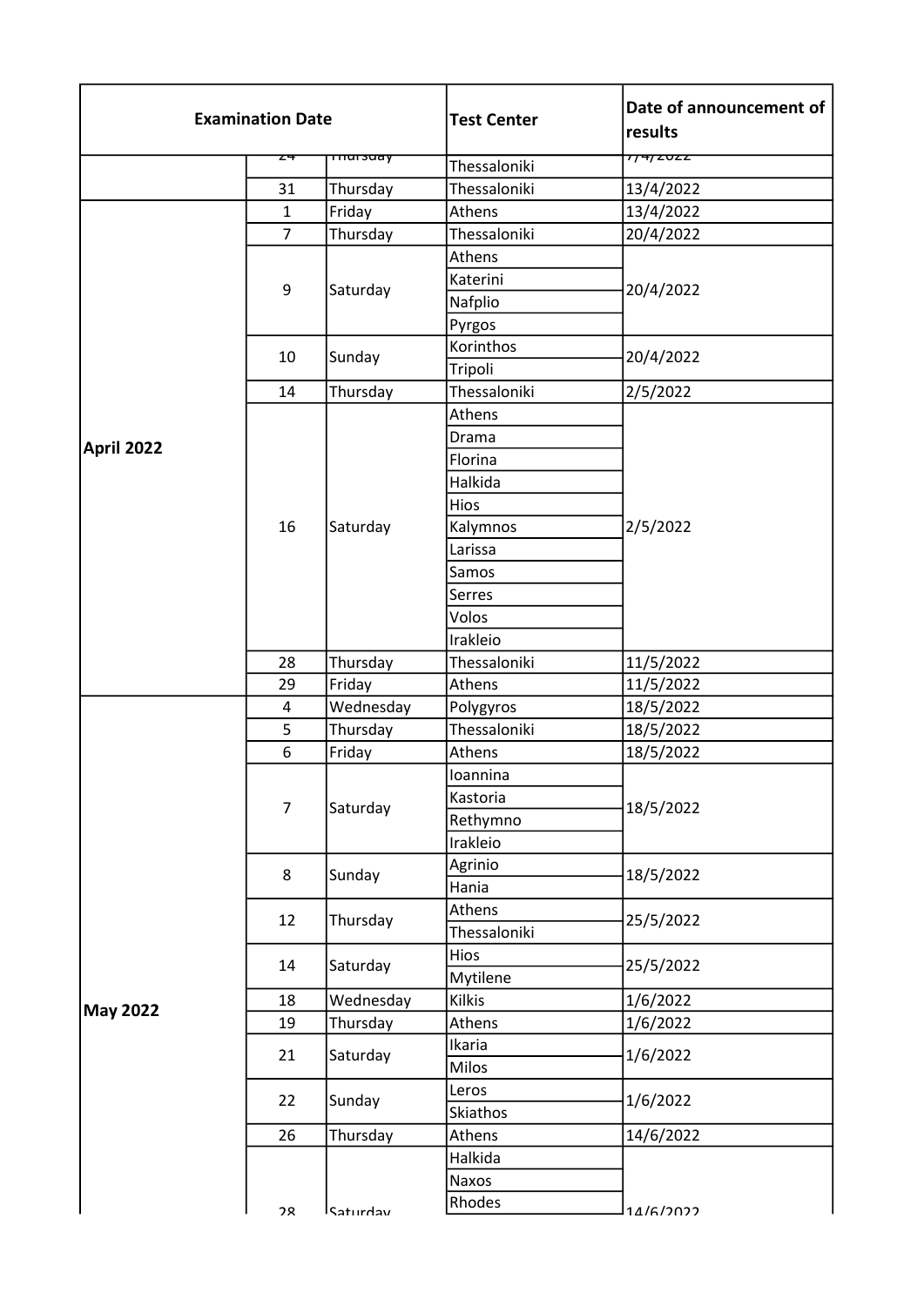| Examination Date | | | Test Center | Date of announcement of results |
|---|---|---|---|---|
| | 24 | Thursday | Thessaloniki | 7/4/2022 |
| | 31 | Thursday | Thessaloniki | 13/4/2022 |
| **April 2022** | 1 | Friday | Athens | 13/4/2022 |
| | 7 | Thursday | Thessaloniki | 20/4/2022 |
| | 9 | Saturday | Athens | 20/4/2022 |
| | | | Katerini | |
| | | | Nafplio | |
| | | | Pyrgos | |
| | 10 | Sunday | Korinthos | 20/4/2022 |
| | | | Tripoli | |
| | 14 | Thursday | Thessaloniki | 2/5/2022 |
| | 16 | Saturday | Athens | 2/5/2022 |
| | | | Drama | |
| | | | Florina | |
| | | | Halkida | |
| | | | Hios | |
| | | | Kalymnos | |
| | | | Larissa | |
| | | | Samos | |
| | | | Serres | |
| | | | Volos | |
| | | | Irakleio | |
| | 28 | Thursday | Thessaloniki | 11/5/2022 |
| | 29 | Friday | Athens | 11/5/2022 |
| **May 2022** | 4 | Wednesday | Polygyros | 18/5/2022 |
| | 5 | Thursday | Thessaloniki | 18/5/2022 |
| | 6 | Friday | Athens | 18/5/2022 |
| | 7 | Saturday | Ioannina | 18/5/2022 |
| | | | Kastoria | |
| | | | Rethymno | |
| | | | Irakleio | |
| | 8 | Sunday | Agrinio | 18/5/2022 |
| | | | Hania | |
| | 12 | Thursday | Athens | 25/5/2022 |
| | | | Thessaloniki | |
| | 14 | Saturday | Hios | 25/5/2022 |
| | | | Mytilene | |
| | 18 | Wednesday | Kilkis | 1/6/2022 |
| | 19 | Thursday | Athens | 1/6/2022 |
| | 21 | Saturday | Ikaria | 1/6/2022 |
| | | | Milos | |
| | 22 | Sunday | Leros | 1/6/2022 |
| | | | Skiathos | |
| | 26 | Thursday | Athens | 14/6/2022 |
| | 28 | Saturday | Halkida | 14/6/2022 |
| | | | Naxos | |
| | | | Rhodes | |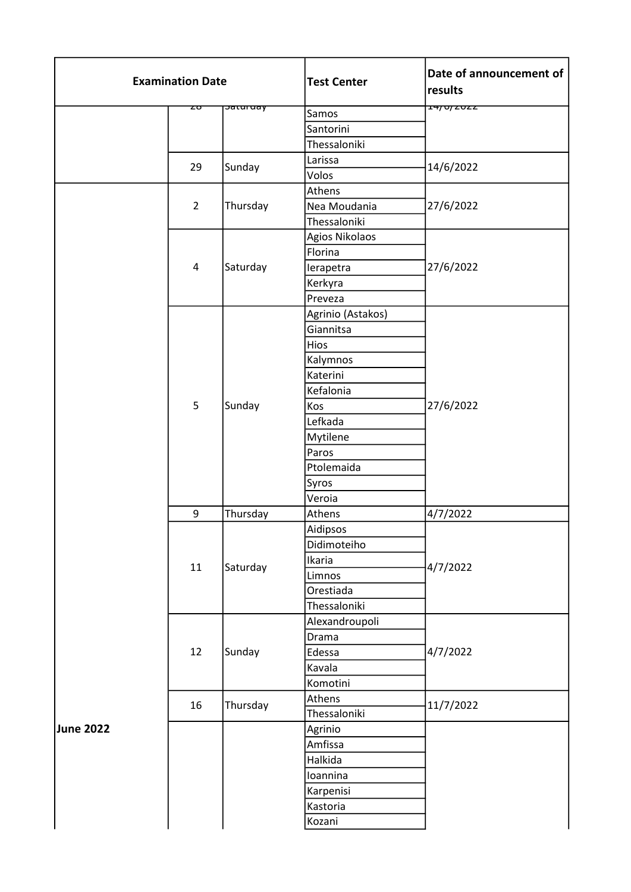| Examination Date | | | Test Center | Date of announcement of results |
|---|---|---|---|---|
| | 28 | Saturday | Samos | 14/6/2022 |
| | | | Santorini | |
| | | | Thessaloniki | |
| | 29 | Sunday | Larissa | 14/6/2022 |
| | | | Volos | |
| June 2022 | 2 | Thursday | Athens | 27/6/2022 |
| | | | Nea Moudania | |
| | | | Thessaloniki | |
| | 4 | Saturday | Agios Nikolaos | 27/6/2022 |
| | | | Florina | |
| | | | Ierapetra | |
| | | | Kerkyra | |
| | | | Preveza | |
| | 5 | Sunday | Agrinio (Astakos) | 27/6/2022 |
| | | | Giannitsa | |
| | | | Hios | |
| | | | Kalymnos | |
| | | | Katerini | |
| | | | Kefalonia | |
| | | | Kos | |
| | | | Lefkada | |
| | | | Mytilene | |
| | | | Paros | |
| | | | Ptolemaida | |
| | | | Syros | |
| | | | Veroia | |
| | 9 | Thursday | Athens | 4/7/2022 |
| | 11 | Saturday | Aidipsos | 4/7/2022 |
| | | | Didimoteiho | |
| | | | Ikaria | |
| | | | Limnos | |
| | | | Orestiada | |
| | | | Thessaloniki | |
| | 12 | Sunday | Alexandroupoli | 4/7/2022 |
| | | | Drama | |
| | | | Edessa | |
| | | | Kavala | |
| | | | Komotini | |
| | 16 | Thursday | Athens | 11/7/2022 |
| | | | Thessaloniki | |
| | | | Agrinio | |
| | | | Amfissa | |
| | | | Halkida | |
| | | | Ioannina | |
| | | | Karpenisi | |
| | | | Kastoria | |
| | | | Kozani | |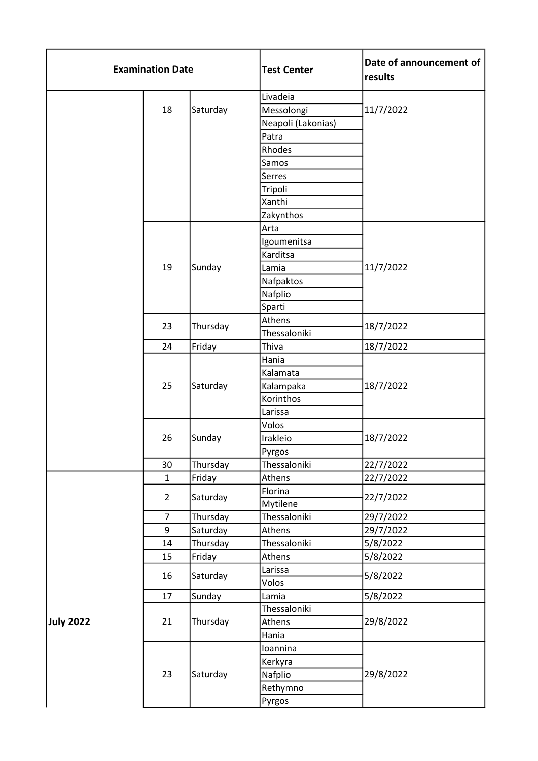| Examination Date | | | Test Center | Date of announcement of results |
|---|---|---|---|---|
| | 18 | Saturday | Livadeia | 11/7/2022 |
| | | | Messolongi | |
| | | | Neapoli (Lakonias) | |
| | | | Patra | |
| | | | Rhodes | |
| | | | Samos | |
| | | | Serres | |
| | | | Tripoli | |
| | | | Xanthi | |
| | | | Zakynthos | |
| | 19 | Sunday | Arta | 11/7/2022 |
| | | | Igoumenitsa | |
| | | | Karditsa | |
| | | | Lamia | |
| | | | Nafpaktos | |
| | | | Nafplio | |
| | | | Sparti | |
| | 23 | Thursday | Athens | 18/7/2022 |
| | | | Thessaloniki | |
| | 24 | Friday | Thiva | 18/7/2022 |
| | 25 | Saturday | Hania | 18/7/2022 |
| | | | Kalamata | |
| | | | Kalampaka | |
| | | | Korinthos | |
| | | | Larissa | |
| | 26 | Sunday | Volos | 18/7/2022 |
| | | | Irakleio | |
| | | | Pyrgos | |
| | 30 | Thursday | Thessaloniki | 22/7/2022 |
| **July 2022** | 1 | Friday | Athens | 22/7/2022 |
| | 2 | Saturday | Florina | 22/7/2022 |
| | | | Mytilene | |
| | 7 | Thursday | Thessaloniki | 29/7/2022 |
| | 9 | Saturday | Athens | 29/7/2022 |
| | 14 | Thursday | Thessaloniki | 5/8/2022 |
| | 15 | Friday | Athens | 5/8/2022 |
| | 16 | Saturday | Larissa | 5/8/2022 |
| | | | Volos | |
| | 17 | Sunday | Lamia | 5/8/2022 |
| | 21 | Thursday | Thessaloniki | 29/8/2022 |
| | | | Athens | |
| | | | Hania | |
| | 23 | Saturday | Ioannina | 29/8/2022 |
| | | | Kerkyra | |
| | | | Nafplio | |
| | | | Rethymno | |
| | | | Pyrgos | |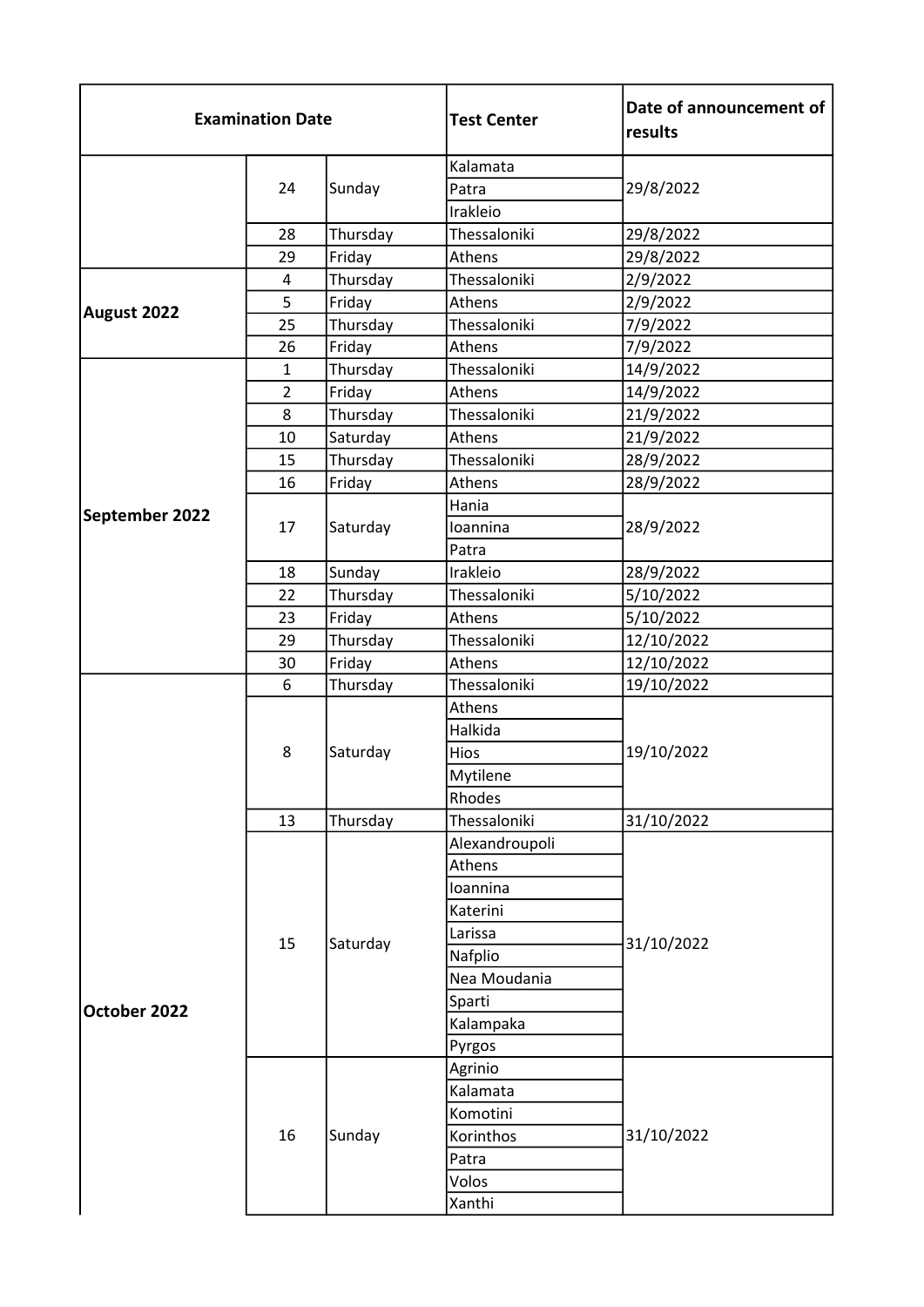| Examination Date | | | Test Center | Date of announcement of results |
|---|---|---|---|---|
| | 24 | Sunday | Kalamata | 29/8/2022 |
| | | | Patra | |
| | | | Irakleio | |
| | 28 | Thursday | Thessaloniki | 29/8/2022 |
| | 29 | Friday | Athens | 29/8/2022 |
| **August 2022** | 4 | Thursday | Thessaloniki | 2/9/2022 |
| | 5 | Friday | Athens | 2/9/2022 |
| | 25 | Thursday | Thessaloniki | 7/9/2022 |
| | 26 | Friday | Athens | 7/9/2022 |
| **September 2022** | 1 | Thursday | Thessaloniki | 14/9/2022 |
| | 2 | Friday | Athens | 14/9/2022 |
| | 8 | Thursday | Thessaloniki | 21/9/2022 |
| | 10 | Saturday | Athens | 21/9/2022 |
| | 15 | Thursday | Thessaloniki | 28/9/2022 |
| | 16 | Friday | Athens | 28/9/2022 |
| | 17 | Saturday | Hania | 28/9/2022 |
| | | | Ioannina | |
| | | | Patra | |
| | 18 | Sunday | Irakleio | 28/9/2022 |
| | 22 | Thursday | Thessaloniki | 5/10/2022 |
| | 23 | Friday | Athens | 5/10/2022 |
| | 29 | Thursday | Thessaloniki | 12/10/2022 |
| | 30 | Friday | Athens | 12/10/2022 |
| **October 2022** | 6 | Thursday | Thessaloniki | 19/10/2022 |
| | 8 | Saturday | Athens | 19/10/2022 |
| | | | Halkida | |
| | | | Hios | |
| | | | Mytilene | |
| | | | Rhodes | |
| | 13 | Thursday | Thessaloniki | 31/10/2022 |
| | 15 | Saturday | Alexandroupoli | 31/10/2022 |
| | | | Athens | |
| | | | Ioannina | |
| | | | Katerini | |
| | | | Larissa | |
| | | | Nafplio | |
| | | | Nea Moudania | |
| | | | Sparti | |
| | | | Kalampaka | |
| | | | Pyrgos | |
| | 16 | Sunday | Agrinio | 31/10/2022 |
| | | | Kalamata | |
| | | | Komotini | |
| | | | Korinthos | |
| | | | Patra | |
| | | | Volos | |
| | | | Xanthi | |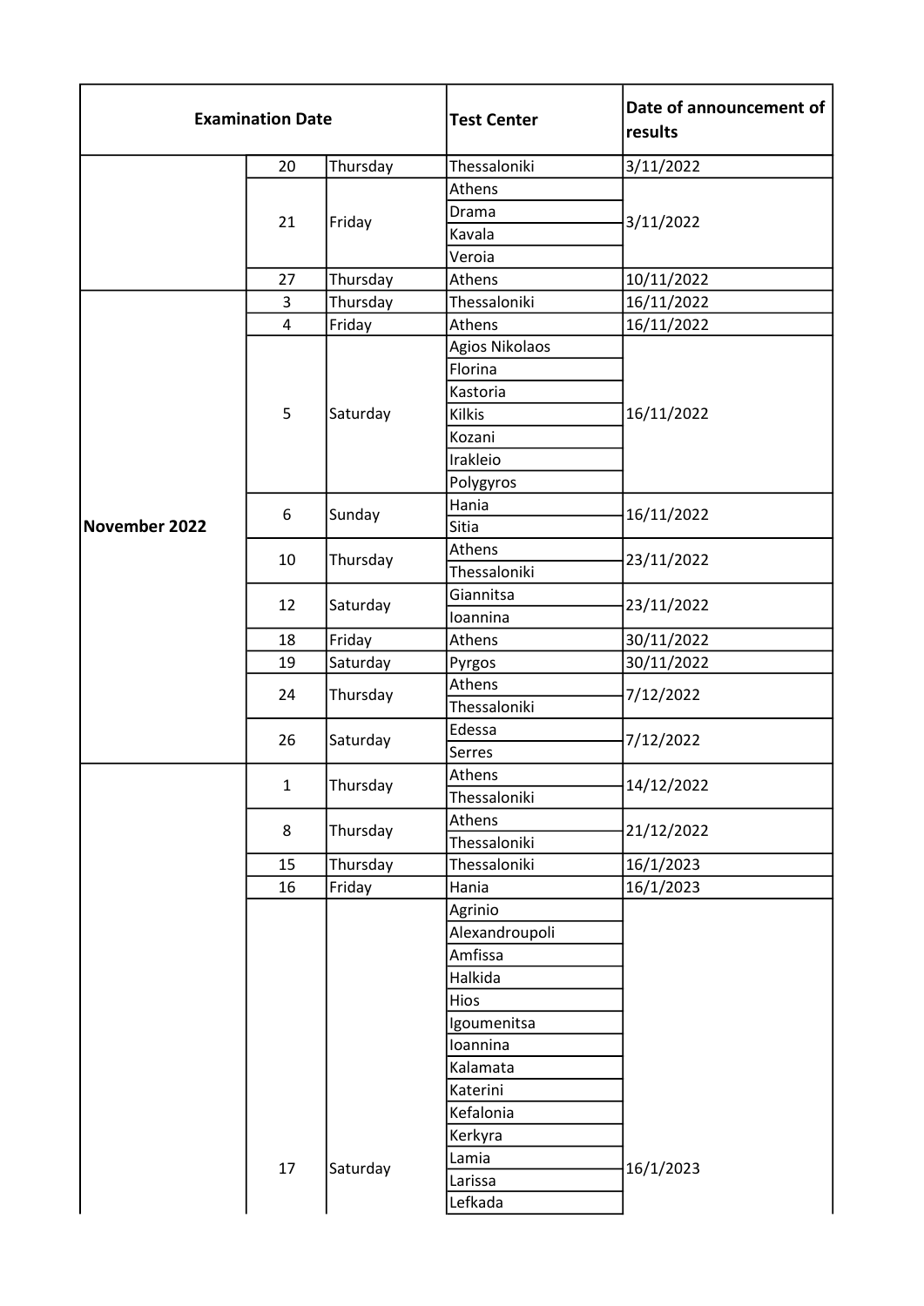| Examination Date | | | Test Center | Date of announcement of results |
|---|---|---|---|---|
| | 20 | Thursday | Thessaloniki | 3/11/2022 |
| | 21 | Friday | Athens | 3/11/2022 |
| | | | Drama | |
| | | | Kavala | |
| | | | Veroia | |
| | 27 | Thursday | Athens | 10/11/2022 |
| November 2022 | 3 | Thursday | Thessaloniki | 16/11/2022 |
| | 4 | Friday | Athens | 16/11/2022 |
| | 5 | Saturday | Agios Nikolaos | 16/11/2022 |
| | | | Florina | |
| | | | Kastoria | |
| | | | Kilkis | |
| | | | Kozani | |
| | | | Irakleio | |
| | | | Polygyros | |
| | 6 | Sunday | Hania | 16/11/2022 |
| | | | Sitia | |
| | 10 | Thursday | Athens | 23/11/2022 |
| | | | Thessaloniki | |
| | 12 | Saturday | Giannitsa | 23/11/2022 |
| | | | Ioannina | |
| | 18 | Friday | Athens | 30/11/2022 |
| | 19 | Saturday | Pyrgos | 30/11/2022 |
| | 24 | Thursday | Athens | 7/12/2022 |
| | | | Thessaloniki | |
| | 26 | Saturday | Edessa | 7/12/2022 |
| | | | Serres | |
| | 1 | Thursday | Athens | 14/12/2022 |
| | | | Thessaloniki | |
| | 8 | Thursday | Athens | 21/12/2022 |
| | | | Thessaloniki | |
| | 15 | Thursday | Thessaloniki | 16/1/2023 |
| | 16 | Friday | Hania | 16/1/2023 |
| | 17 | Saturday | Agrinio | 16/1/2023 |
| | | | Alexandroupoli | |
| | | | Amfissa | |
| | | | Halkida | |
| | | | Hios | |
| | | | Igoumenitsa | |
| | | | Ioannina | |
| | | | Kalamata | |
| | | | Katerini | |
| | | | Kefalonia | |
| | | | Kerkyra | |
| | | | Lamia | |
| | | | Larissa | |
| | | | Lefkada | |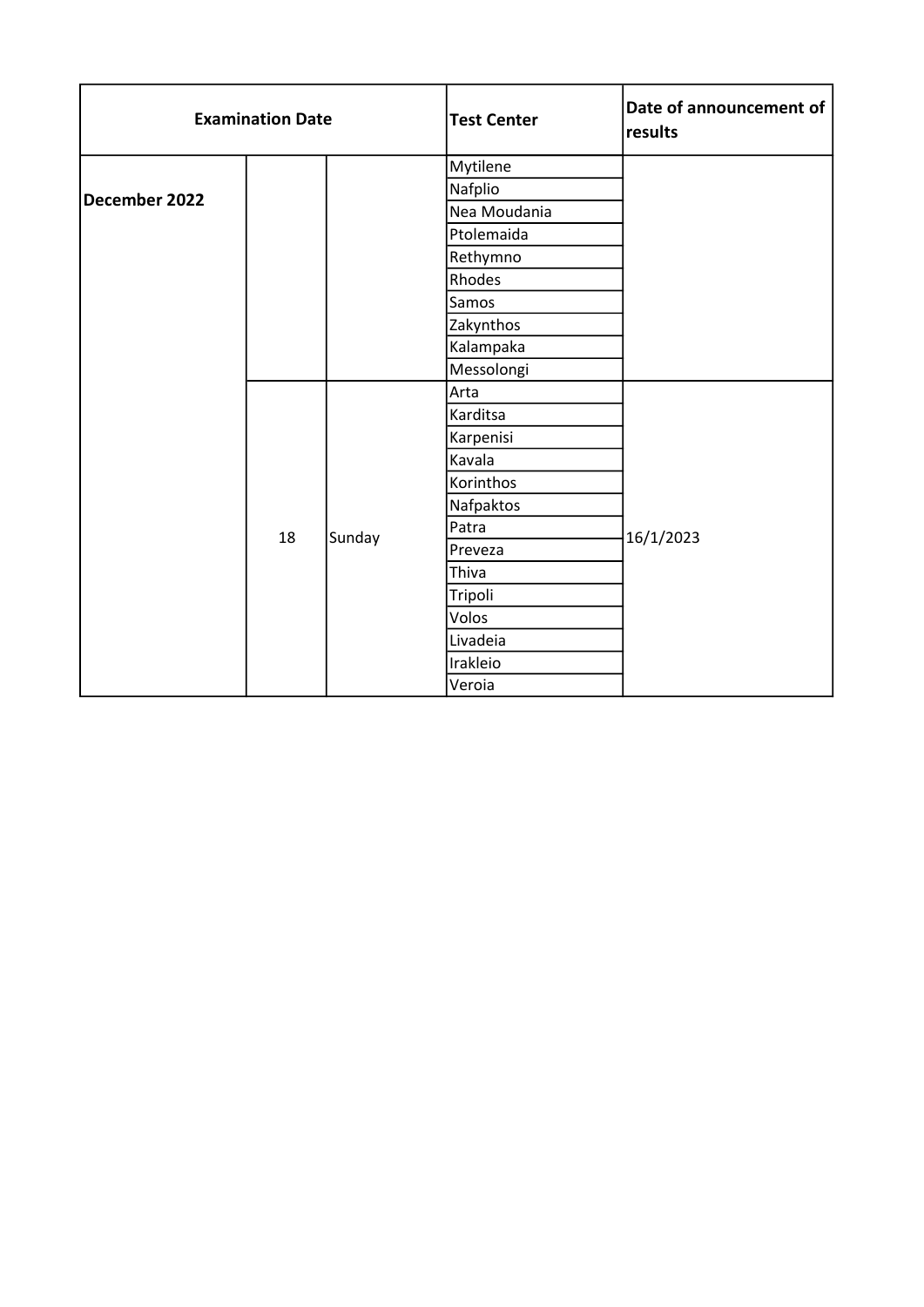| Examination Date | | | Test Center | Date of announcement of results |
|---|---|---|---|---|
| December 2022 | | | Mytilene | |
| | | | Nafplio | |
| | | | Nea Moudania | |
| | | | Ptolemaida | |
| | | | Rethymno | |
| | | | Rhodes | |
| | | | Samos | |
| | | | Zakynthos | |
| | | | Kalampaka | |
| | | | Messolongi | |
| | 18 | Sunday | Arta | 16/1/2023 |
| | | | Karditsa | |
| | | | Karpenisi | |
| | | | Kavala | |
| | | | Korinthos | |
| | | | Nafpaktos | |
| | | | Patra | |
| | | | Preveza | |
| | | | Thiva | |
| | | | Tripoli | |
| | | | Volos | |
| | | | Livadeia | |
| | | | Irakleio | |
| | | | Veroia | |